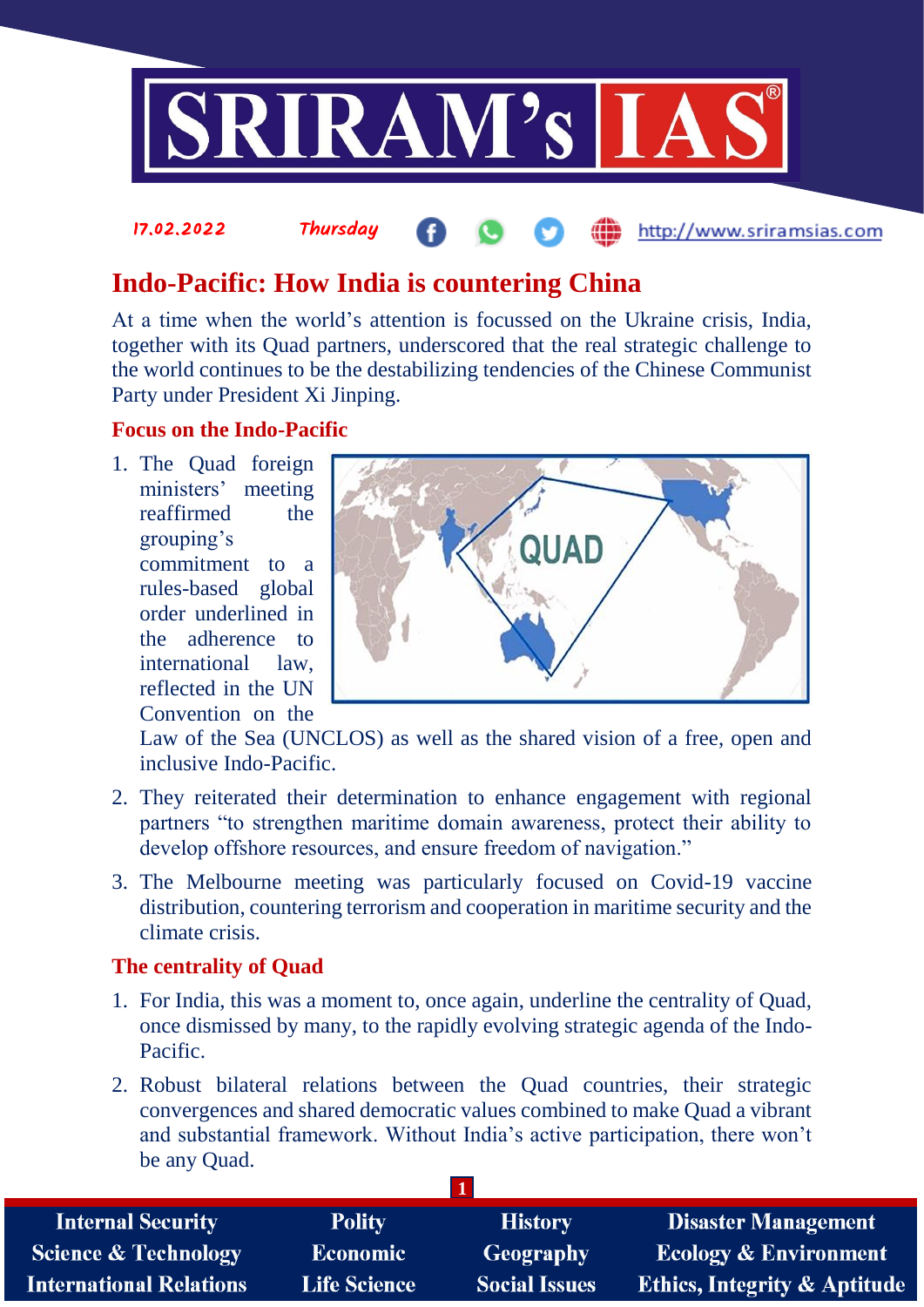# Indo-Pacific: How India is countering China

At a time when the world's attention is focussed on the Ukraine crisis, India, together with its Quad partners, underscored that the real strategic challenge to the world continues to be the destabilizing tendencies of the Chinese Communist Party under President Xi Jinping.

## Focus on the Indo-Pacific

1. The Quad foreign ministers' meeting reaffirmed the grouping's commitment to a rules-based global order underlined in the adherence to international law, reflected in the UN Convention on the Law of the Sea (UNCLOS) as well as the shared vision of a free, open and inclusive Indo-Pacific.
2. They reiterated their determination to enhance engagement with regional partners "to strengthen maritime domain awareness, protect their ability to develop offshore resources, and ensure freedom of navigation."
3. The Melbourne meeting was particularly focused on Covid-19 vaccine distribution, countering terrorism and cooperation in maritime security and the climate crisis.

## The centrality of Quad

1. For India, this was a moment to, once again, underline the centrality of Quad, once dismissed by many, to the rapidly evolving strategic agenda of the Indo-Pacific.
2. Robust bilateral relations between the Quad countries, their strategic convergences and shared democratic values combined to make Quad a vibrant and substantial framework. Without India's active participation, there won't be any Quad.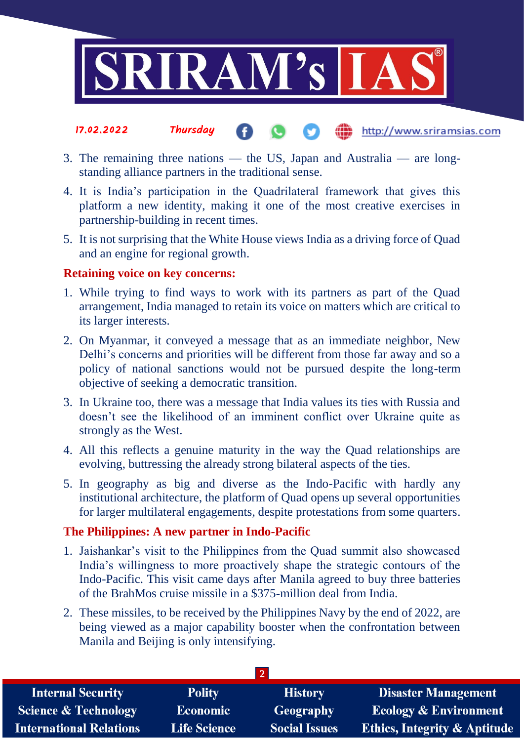3. The remaining three nations — the US, Japan and Australia — are long-standing alliance partners in the traditional sense.
4. It is India's participation in the Quadrilateral framework that gives this platform a new identity, making it one of the most creative exercises in partnership-building in recent times.
5. It is not surprising that the White House views India as a driving force of Quad and an engine for regional growth.

**Retaining voice on key concerns:**

1. While trying to find ways to work with its partners as part of the Quad arrangement, India managed to retain its voice on matters which are critical to its larger interests.
2. On Myanmar, it conveyed a message that as an immediate neighbor, New Delhi's concerns and priorities will be different from those far away and so a policy of national sanctions would not be pursued despite the long-term objective of seeking a democratic transition.
3. In Ukraine too, there was a message that India values its ties with Russia and doesn't see the likelihood of an imminent conflict over Ukraine quite as strongly as the West.
4. All this reflects a genuine maturity in the way the Quad relationships are evolving, buttressing the already strong bilateral aspects of the ties.
5. In geography as big and diverse as the Indo-Pacific with hardly any institutional architecture, the platform of Quad opens up several opportunities for larger multilateral engagements, despite protestations from some quarters.

**The Philippines: A new partner in Indo-Pacific**

1. Jaishankar's visit to the Philippines from the Quad summit also showcased India's willingness to more proactively shape the strategic contours of the Indo-Pacific. This visit came days after Manila agreed to buy three batteries of the BrahMos cruise missile in a $375-million deal from India.
2. These missiles, to be received by the Philippines Navy by the end of 2022, are being viewed as a major capability booster when the confrontation between Manila and Beijing is only intensifying.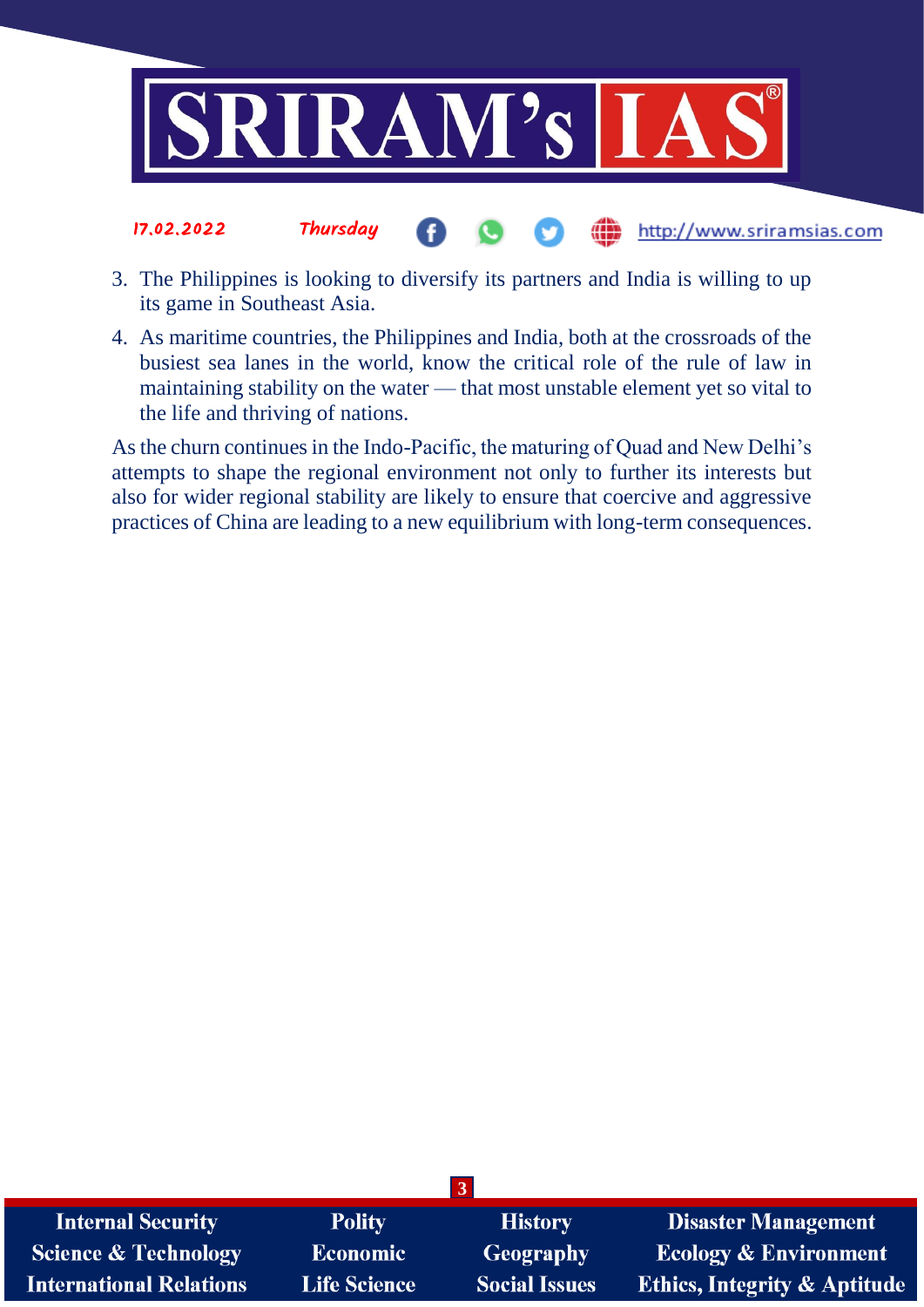3. The Philippines is looking to diversify its partners and India is willing to up its game in Southeast Asia.
4. As maritime countries, the Philippines and India, both at the crossroads of the busiest sea lanes in the world, know the critical role of the rule of law in maintaining stability on the water — that most unstable element yet so vital to the life and thriving of nations.

As the churn continues in the Indo-Pacific, the maturing of Quad and New Delhi's attempts to shape the regional environment not only to further its interests but also for wider regional stability are likely to ensure that coercive and aggressive practices of China are leading to a new equilibrium with long-term consequences.